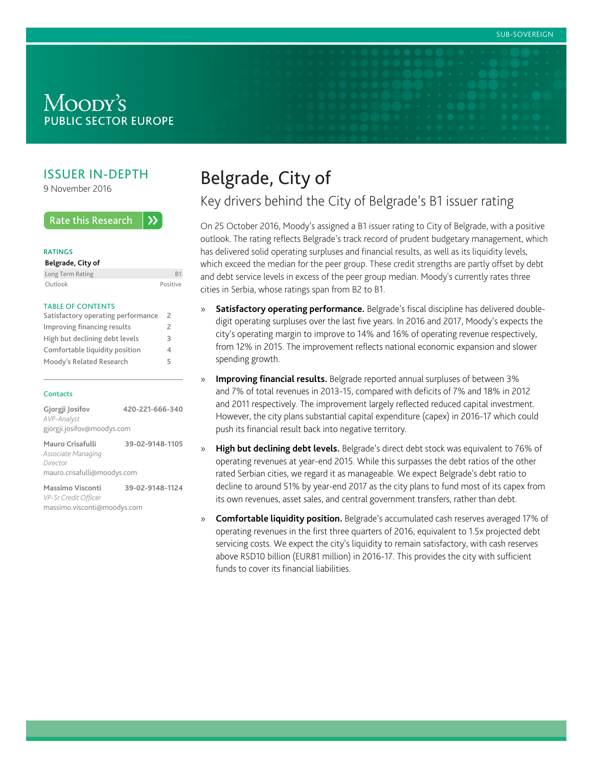SUB-SOVEREIGN

MOODY'S
PUBLIC SECTOR EUROPE

## ISSUER IN-DEPTH

9 November 2016

Rate this Research

**RATINGS**

**Belgrade, City of**

| | |
|---|---|
| Long Term Rating | B1 |
| Outlook | Positive |

**TABLE OF CONTENTS**

| | |
|---|---|
| Satisfactory operating performance | 2 |
| Improving financing results | 2 |
| High but declining debt levels | 3 |
| Comfortable liquidity position | 4 |
| Moody's Related Research | 5 |

**Contacts**

**Gjorgji Josifov** 420-221-666-340
*AVP-Analyst*
gjorgji.josifov@moodys.com

**Mauro Crisafulli** 39-02-9148-1105
*Associate Managing Director*
mauro.crisafulli@moodys.com

**Massimo Visconti** 39-02-9148-1124
*VP-Sr Credit Officer*
massimo.visconti@moodys.com

# Belgrade, City of

## Key drivers behind the City of Belgrade's B1 issuer rating

On 25 October 2016, Moody's assigned a B1 issuer rating to City of Belgrade, with a positive outlook. The rating reflects Belgrade's track record of prudent budgetary management, which has delivered solid operating surpluses and financial results, as well as its liquidity levels, which exceed the median for the peer group. These credit strengths are partly offset by debt and debt service levels in excess of the peer group median. Moody's currently rates three cities in Serbia, whose ratings span from B2 to B1.

- **Satisfactory operating performance.** Belgrade's fiscal discipline has delivered double-digit operating surpluses over the last five years. In 2016 and 2017, Moody's expects the city's operating margin to improve to 14% and 16% of operating revenue respectively, from 12% in 2015. The improvement reflects national economic expansion and slower spending growth.
- **Improving financial results.** Belgrade reported annual surpluses of between 3% and 7% of total revenues in 2013-15, compared with deficits of 7% and 18% in 2012 and 2011 respectively. The improvement largely reflected reduced capital investment. However, the city plans substantial capital expenditure (capex) in 2016-17 which could push its financial result back into negative territory.
- **High but declining debt levels.** Belgrade's direct debt stock was equivalent to 76% of operating revenues at year-end 2015. While this surpasses the debt ratios of the other rated Serbian cities, we regard it as manageable. We expect Belgrade's debt ratio to decline to around 51% by year-end 2017 as the city plans to fund most of its capex from its own revenues, asset sales, and central government transfers, rather than debt.
- **Comfortable liquidity position.** Belgrade's accumulated cash reserves averaged 17% of operating revenues in the first three quarters of 2016, equivalent to 1.5x projected debt servicing costs. We expect the city's liquidity to remain satisfactory, with cash reserves above RSD10 billion (EUR81 million) in 2016-17. This provides the city with sufficient funds to cover its financial liabilities.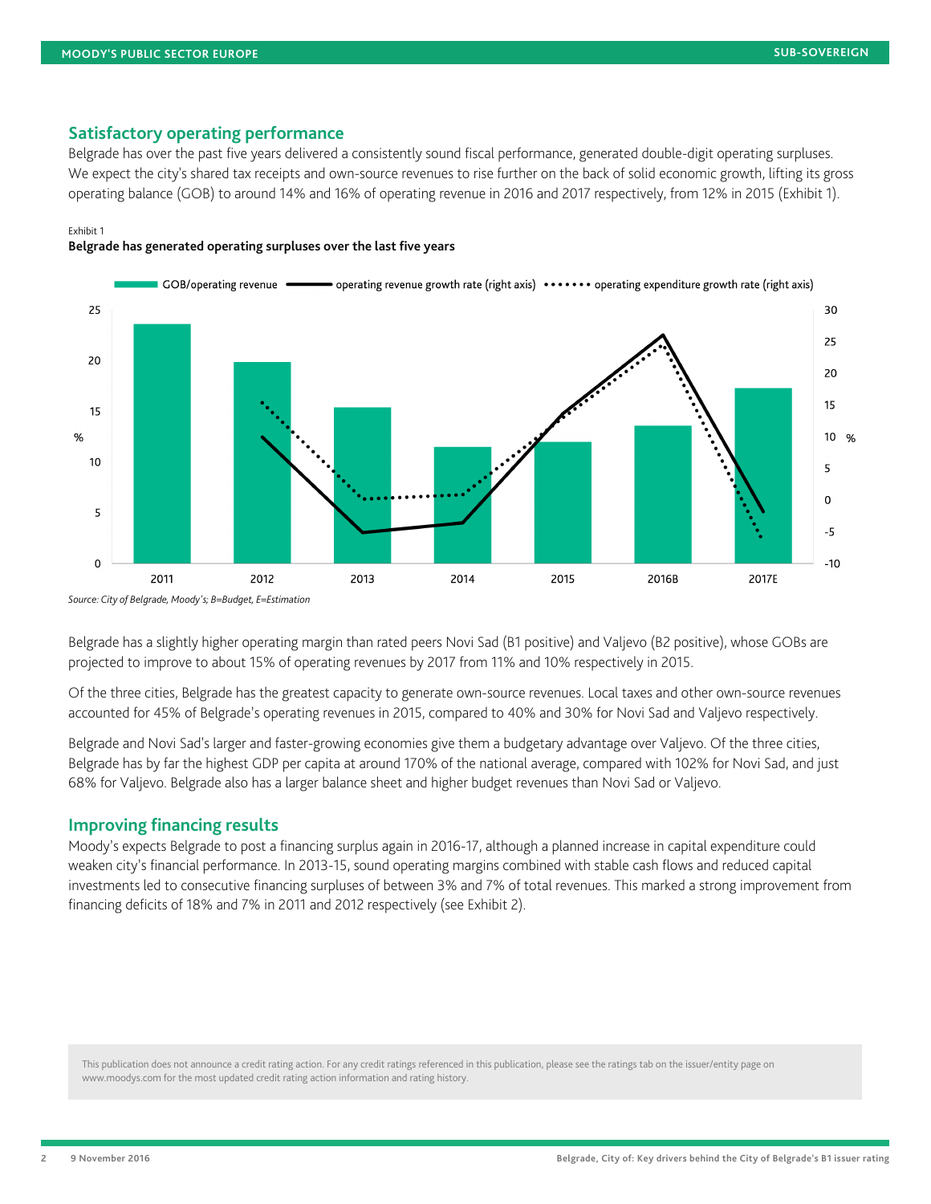## Satisfactory operating performance

Belgrade has over the past five years delivered a consistently sound fiscal performance, generated double-digit operating surpluses. We expect the city's shared tax receipts and own-source revenues to rise further on the back of solid economic growth, lifting its gross operating balance (GOB) to around 14% and 16% of operating revenue in 2016 and 2017 respectively, from 12% in 2015 (Exhibit 1).

Exhibit 1

**Belgrade has generated operating surpluses over the last five years**

*Source: City of Belgrade, Moody's; B=Budget, E=Estimation*

Belgrade has a slightly higher operating margin than rated peers Novi Sad (B1 positive) and Valjevo (B2 positive), whose GOBs are projected to improve to about 15% of operating revenues by 2017 from 11% and 10% respectively in 2015.

Of the three cities, Belgrade has the greatest capacity to generate own-source revenues. Local taxes and other own-source revenues accounted for 45% of Belgrade's operating revenues in 2015, compared to 40% and 30% for Novi Sad and Valjevo respectively.

Belgrade and Novi Sad's larger and faster-growing economies give them a budgetary advantage over Valjevo. Of the three cities, Belgrade has by far the highest GDP per capita at around 170% of the national average, compared with 102% for Novi Sad, and just 68% for Valjevo. Belgrade also has a larger balance sheet and higher budget revenues than Novi Sad or Valjevo.

## Improving financing results

Moody's expects Belgrade to post a financing surplus again in 2016-17, although a planned increase in capital expenditure could weaken city's financial performance. In 2013-15, sound operating margins combined with stable cash flows and reduced capital investments led to consecutive financing surpluses of between 3% and 7% of total revenues. This marked a strong improvement from financing deficits of 18% and 7% in 2011 and 2012 respectively (see Exhibit 2).

This publication does not announce a credit rating action. For any credit ratings referenced in this publication, please see the ratings tab on the issuer/entity page on www.moodys.com for the most updated credit rating action information and rating history.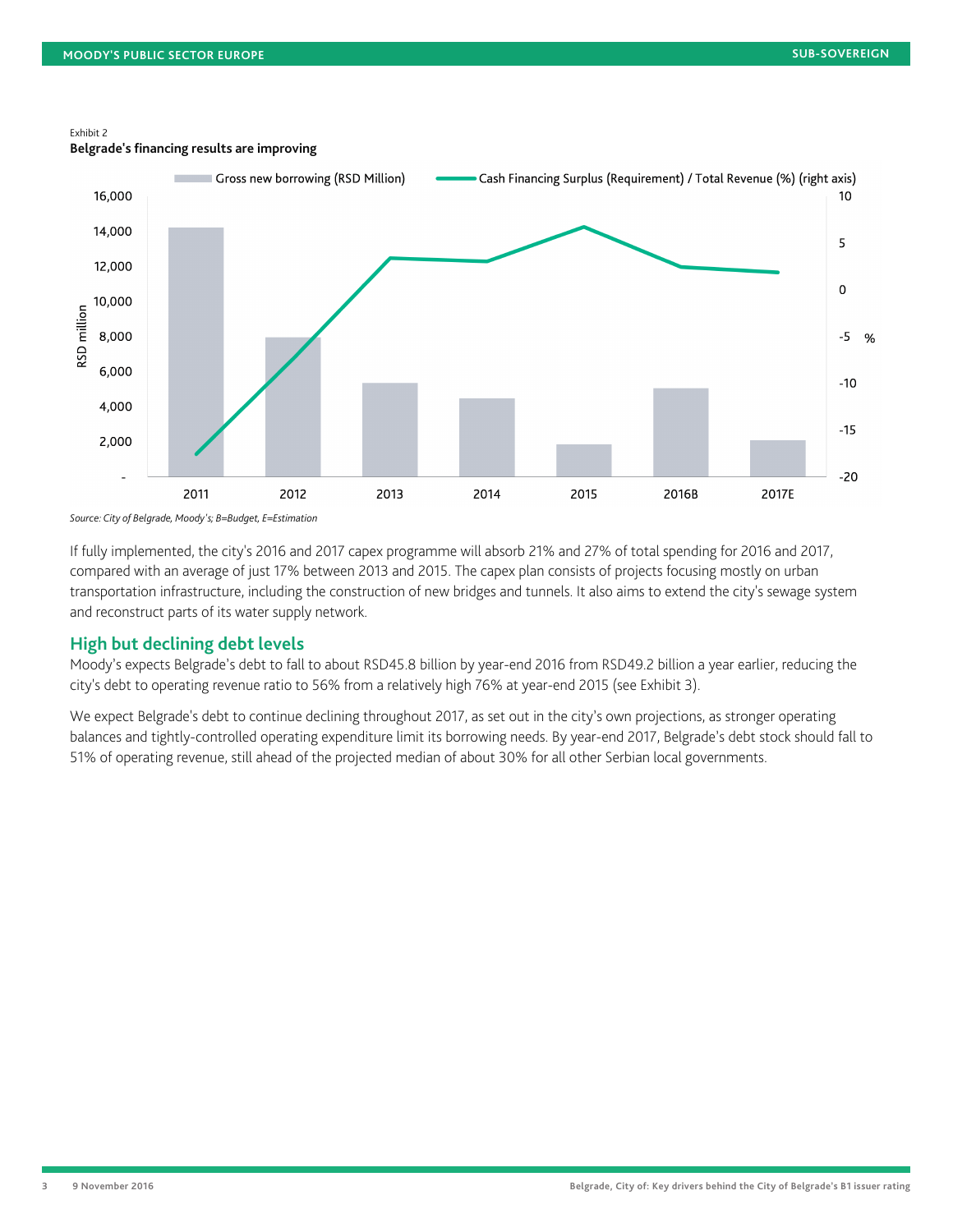Exhibit 2

**Belgrade's financing results are improving**

Source: City of Belgrade, Moody's; B=Budget, E=Estimation

If fully implemented, the city's 2016 and 2017 capex programme will absorb 21% and 27% of total spending for 2016 and 2017, compared with an average of just 17% between 2013 and 2015. The capex plan consists of projects focusing mostly on urban transportation infrastructure, including the construction of new bridges and tunnels. It also aims to extend the city's sewage system and reconstruct parts of its water supply network.

## High but declining debt levels

Moody's expects Belgrade's debt to fall to about RSD45.8 billion by year-end 2016 from RSD49.2 billion a year earlier, reducing the city's debt to operating revenue ratio to 56% from a relatively high 76% at year-end 2015 (see Exhibit 3).

We expect Belgrade's debt to continue declining throughout 2017, as set out in the city's own projections, as stronger operating balances and tightly-controlled operating expenditure limit its borrowing needs. By year-end 2017, Belgrade's debt stock should fall to 51% of operating revenue, still ahead of the projected median of about 30% for all other Serbian local governments.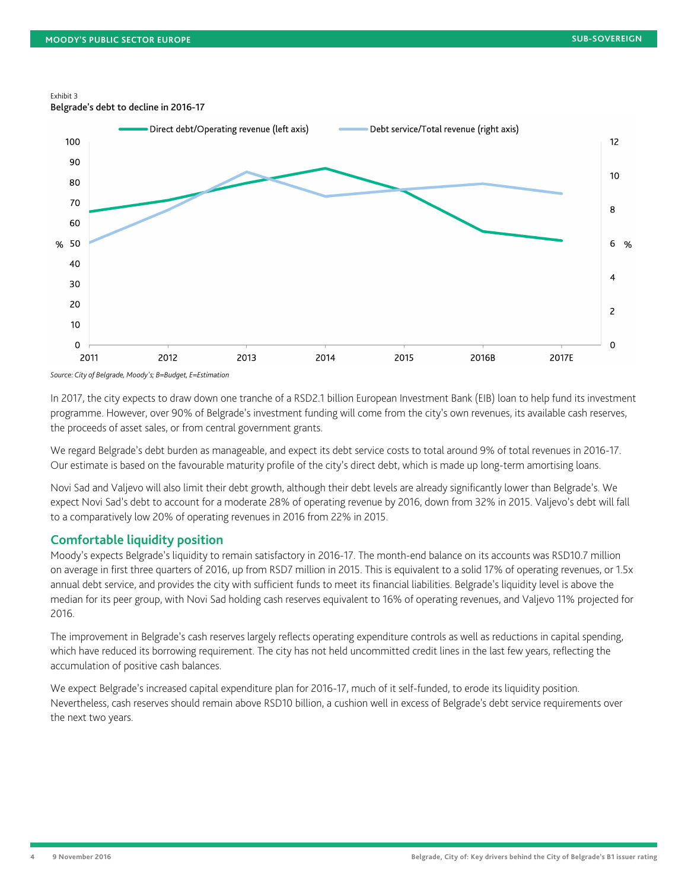Exhibit 3
**Belgrade's debt to decline in 2016-17**

Source: City of Belgrade, Moody's; B=Budget, E=Estimation

In 2017, the city expects to draw down one tranche of a RSD2.1 billion European Investment Bank (EIB) loan to help fund its investment programme. However, over 90% of Belgrade's investment funding will come from the city's own revenues, its available cash reserves, the proceeds of asset sales, or from central government grants.

We regard Belgrade's debt burden as manageable, and expect its debt service costs to total around 9% of total revenues in 2016-17. Our estimate is based on the favourable maturity profile of the city's direct debt, which is made up long-term amortising loans.

Novi Sad and Valjevo will also limit their debt growth, although their debt levels are already significantly lower than Belgrade's. We expect Novi Sad's debt to account for a moderate 28% of operating revenue by 2016, down from 32% in 2015. Valjevo's debt will fall to a comparatively low 20% of operating revenues in 2016 from 22% in 2015.

## Comfortable liquidity position

Moody's expects Belgrade's liquidity to remain satisfactory in 2016-17. The month-end balance on its accounts was RSD10.7 million on average in first three quarters of 2016, up from RSD7 million in 2015. This is equivalent to a solid 17% of operating revenues, or 1.5x annual debt service, and provides the city with sufficient funds to meet its financial liabilities. Belgrade's liquidity level is above the median for its peer group, with Novi Sad holding cash reserves equivalent to 16% of operating revenues, and Valjevo 11% projected for 2016.

The improvement in Belgrade's cash reserves largely reflects operating expenditure controls as well as reductions in capital spending, which have reduced its borrowing requirement. The city has not held uncommitted credit lines in the last few years, reflecting the accumulation of positive cash balances.

We expect Belgrade's increased capital expenditure plan for 2016-17, much of it self-funded, to erode its liquidity position. Nevertheless, cash reserves should remain above RSD10 billion, a cushion well in excess of Belgrade's debt service requirements over the next two years.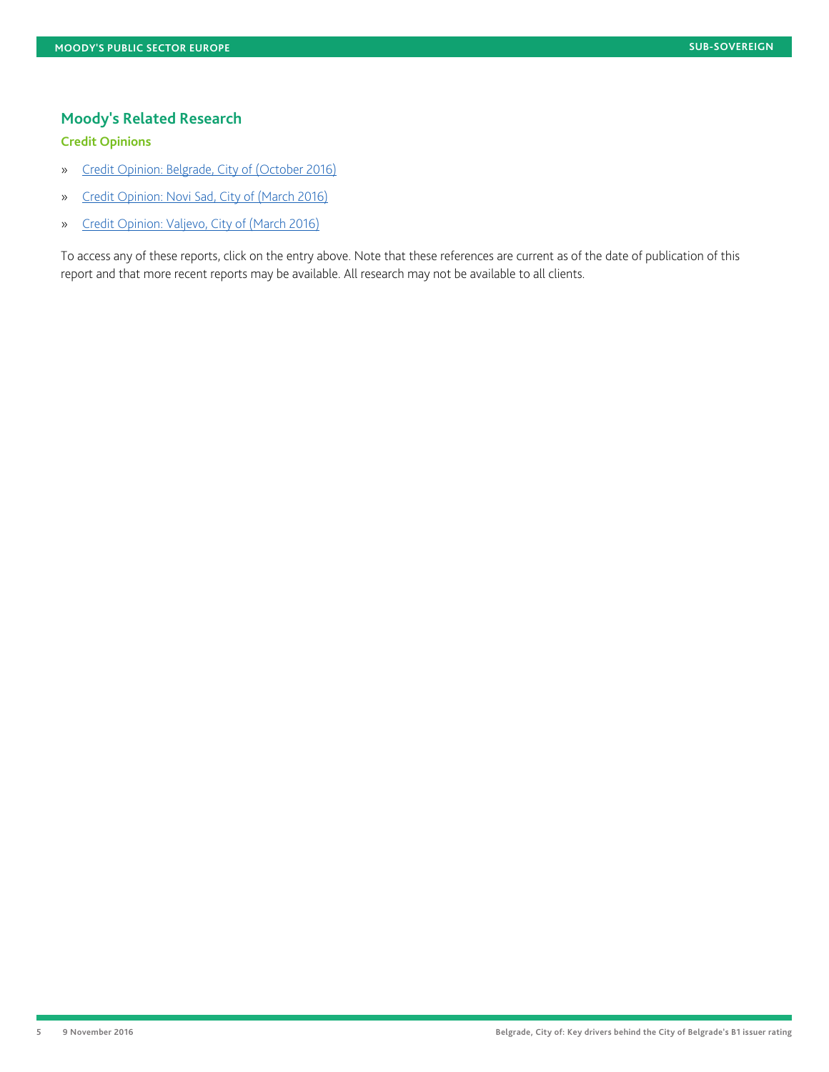## Moody's Related Research

### Credit Opinions

- » Credit Opinion: Belgrade, City of (October 2016)
- » Credit Opinion: Novi Sad, City of (March 2016)
- » Credit Opinion: Valjevo, City of (March 2016)

To access any of these reports, click on the entry above. Note that these references are current as of the date of publication of this report and that more recent reports may be available. All research may not be available to all clients.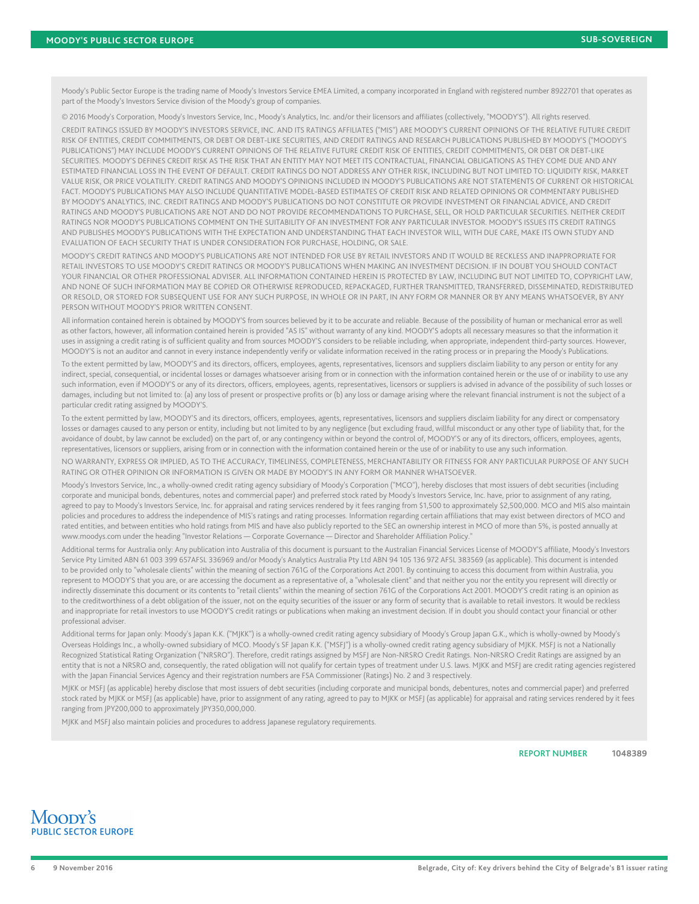Moody's Public Sector Europe is the trading name of Moody's Investors Service EMEA Limited, a company incorporated in England with registered number 8922701 that operates as part of the Moody's Investors Service division of the Moody's group of companies.

© 2016 Moody's Corporation, Moody's Investors Service, Inc., Moody's Analytics, Inc. and/or their licensors and affiliates (collectively, "MOODY'S"). All rights reserved.

CREDIT RATINGS ISSUED BY MOODY'S INVESTORS SERVICE, INC. AND ITS RATINGS AFFILIATES ("MIS") ARE MOODY'S CURRENT OPINIONS OF THE RELATIVE FUTURE CREDIT RISK OF ENTITIES, CREDIT COMMITMENTS, OR DEBT OR DEBT-LIKE SECURITIES, AND CREDIT RATINGS AND RESEARCH PUBLICATIONS PUBLISHED BY MOODY'S ("MOODY'S PUBLICATIONS") MAY INCLUDE MOODY'S CURRENT OPINIONS OF THE RELATIVE FUTURE CREDIT RISK OF ENTITIES, CREDIT COMMITMENTS, OR DEBT OR DEBT-LIKE SECURITIES. MOODY'S DEFINES CREDIT RISK AS THE RISK THAT AN ENTITY MAY NOT MEET ITS CONTRACTUAL, FINANCIAL OBLIGATIONS AS THEY COME DUE AND ANY ESTIMATED FINANCIAL LOSS IN THE EVENT OF DEFAULT. CREDIT RATINGS DO NOT ADDRESS ANY OTHER RISK, INCLUDING BUT NOT LIMITED TO: LIQUIDITY RISK, MARKET VALUE RISK, OR PRICE VOLATILITY. CREDIT RATINGS AND MOODY'S OPINIONS INCLUDED IN MOODY'S PUBLICATIONS ARE NOT STATEMENTS OF CURRENT OR HISTORICAL FACT. MOODY'S PUBLICATIONS MAY ALSO INCLUDE QUANTITATIVE MODEL-BASED ESTIMATES OF CREDIT RISK AND RELATED OPINIONS OR COMMENTARY PUBLISHED BY MOODY'S ANALYTICS, INC. CREDIT RATINGS AND MOODY'S PUBLICATIONS DO NOT CONSTITUTE OR PROVIDE INVESTMENT OR FINANCIAL ADVICE, AND CREDIT RATINGS AND MOODY'S PUBLICATIONS ARE NOT AND DO NOT PROVIDE RECOMMENDATIONS TO PURCHASE, SELL, OR HOLD PARTICULAR SECURITIES. NEITHER CREDIT RATINGS NOR MOODY'S PUBLICATIONS COMMENT ON THE SUITABILITY OF AN INVESTMENT FOR ANY PARTICULAR INVESTOR. MOODY'S ISSUES ITS CREDIT RATINGS AND PUBLISHES MOODY'S PUBLICATIONS WITH THE EXPECTATION AND UNDERSTANDING THAT EACH INVESTOR WILL, WITH DUE CARE, MAKE ITS OWN STUDY AND EVALUATION OF EACH SECURITY THAT IS UNDER CONSIDERATION FOR PURCHASE, HOLDING, OR SALE.

MOODY'S CREDIT RATINGS AND MOODY'S PUBLICATIONS ARE NOT INTENDED FOR USE BY RETAIL INVESTORS AND IT WOULD BE RECKLESS AND INAPPROPRIATE FOR RETAIL INVESTORS TO USE MOODY'S CREDIT RATINGS OR MOODY'S PUBLICATIONS WHEN MAKING AN INVESTMENT DECISION. IF IN DOUBT YOU SHOULD CONTACT YOUR FINANCIAL OR OTHER PROFESSIONAL ADVISER. ALL INFORMATION CONTAINED HEREIN IS PROTECTED BY LAW, INCLUDING BUT NOT LIMITED TO, COPYRIGHT LAW, AND NONE OF SUCH INFORMATION MAY BE COPIED OR OTHERWISE REPRODUCED, REPACKAGED, FURTHER TRANSMITTED, TRANSFERRED, DISSEMINATED, REDISTRIBUTED OR RESOLD, OR STORED FOR SUBSEQUENT USE FOR ANY SUCH PURPOSE, IN WHOLE OR IN PART, IN ANY FORM OR MANNER OR BY ANY MEANS WHATSOEVER, BY ANY PERSON WITHOUT MOODY'S PRIOR WRITTEN CONSENT.

All information contained herein is obtained by MOODY'S from sources believed by it to be accurate and reliable. Because of the possibility of human or mechanical error as well as other factors, however, all information contained herein is provided "AS IS" without warranty of any kind. MOODY'S adopts all necessary measures so that the information it uses in assigning a credit rating is of sufficient quality and from sources MOODY'S considers to be reliable including, when appropriate, independent third-party sources. However, MOODY'S is not an auditor and cannot in every instance independently verify or validate information received in the rating process or in preparing the Moody's Publications.

To the extent permitted by law, MOODY'S and its directors, officers, employees, agents, representatives, licensors and suppliers disclaim liability to any person or entity for any indirect, special, consequential, or incidental losses or damages whatsoever arising from or in connection with the information contained herein or the use of or inability to use any such information, even if MOODY'S or any of its directors, officers, employees, agents, representatives, licensors or suppliers is advised in advance of the possibility of such losses or damages, including but not limited to: (a) any loss of present or prospective profits or (b) any loss or damage arising where the relevant financial instrument is not the subject of a particular credit rating assigned by MOODY'S.

To the extent permitted by law, MOODY'S and its directors, officers, employees, agents, representatives, licensors and suppliers disclaim liability for any direct or compensatory losses or damages caused to any person or entity, including but not limited to by any negligence (but excluding fraud, willful misconduct or any other type of liability that, for the avoidance of doubt, by law cannot be excluded) on the part of, or any contingency within or beyond the control of, MOODY'S or any of its directors, officers, employees, agents, representatives, licensors or suppliers, arising from or in connection with the information contained herein or the use of or inability to use any such information.

NO WARRANTY, EXPRESS OR IMPLIED, AS TO THE ACCURACY, TIMELINESS, COMPLETENESS, MERCHANTABILITY OR FITNESS FOR ANY PARTICULAR PURPOSE OF ANY SUCH RATING OR OTHER OPINION OR INFORMATION IS GIVEN OR MADE BY MOODY'S IN ANY FORM OR MANNER WHATSOEVER.

Moody's Investors Service, Inc., a wholly-owned credit rating agency subsidiary of Moody's Corporation ("MCO"), hereby discloses that most issuers of debt securities (including corporate and municipal bonds, debentures, notes and commercial paper) and preferred stock rated by Moody's Investors Service, Inc. have, prior to assignment of any rating, agreed to pay to Moody's Investors Service, Inc. for appraisal and rating services rendered by it fees ranging from $1,500 to approximately $2,500,000. MCO and MIS also maintain policies and procedures to address the independence of MIS's ratings and rating processes. Information regarding certain affiliations that may exist between directors of MCO and rated entities, and between entities who hold ratings from MIS and have also publicly reported to the SEC an ownership interest in MCO of more than 5%, is posted annually at www.moodys.com under the heading "Investor Relations — Corporate Governance — Director and Shareholder Affiliation Policy."

Additional terms for Australia only: Any publication into Australia of this document is pursuant to the Australian Financial Services License of MOODY'S affiliate, Moody's Investors Service Pty Limited ABN 61 003 399 657AFSL 336969 and/or Moody's Analytics Australia Pty Ltd ABN 94 105 136 972 AFSL 383569 (as applicable). This document is intended to be provided only to "wholesale clients" within the meaning of section 761G of the Corporations Act 2001. By continuing to access this document from within Australia, you represent to MOODY'S that you are, or are accessing the document as a representative of, a "wholesale client" and that neither you nor the entity you represent will directly or indirectly disseminate this document or its contents to "retail clients" within the meaning of section 761G of the Corporations Act 2001. MOODY'S credit rating is an opinion as to the creditworthiness of a debt obligation of the issuer, not on the equity securities of the issuer or any form of security that is available to retail investors. It would be reckless and inappropriate for retail investors to use MOODY'S credit ratings or publications when making an investment decision. If in doubt you should contact your financial or other professional adviser.

Additional terms for Japan only: Moody's Japan K.K. ("MJKK") is a wholly-owned credit rating agency subsidiary of Moody's Group Japan G.K., which is wholly-owned by Moody's Overseas Holdings Inc., a wholly-owned subsidiary of MCO. Moody's SF Japan K.K. ("MSFJ") is a wholly-owned credit rating agency subsidiary of MJKK. MSFJ is not a Nationally Recognized Statistical Rating Organization ("NRSRO"). Therefore, credit ratings assigned by MSFJ are Non-NRSRO Credit Ratings. Non-NRSRO Credit Ratings are assigned by an entity that is not a NRSRO and, consequently, the rated obligation will not qualify for certain types of treatment under U.S. laws. MJKK and MSFJ are credit rating agencies registered with the Japan Financial Services Agency and their registration numbers are FSA Commissioner (Ratings) No. 2 and 3 respectively.

MJKK or MSFJ (as applicable) hereby disclose that most issuers of debt securities (including corporate and municipal bonds, debentures, notes and commercial paper) and preferred stock rated by MJKK or MSFJ (as applicable) have, prior to assignment of any rating, agreed to pay to MJKK or MSFJ (as applicable) for appraisal and rating services rendered by it fees ranging from JPY200,000 to approximately JPY350,000,000.

MJKK and MSFJ also maintain policies and procedures to address Japanese regulatory requirements.

REPORT NUMBER 1048389

Moody's
PUBLIC SECTOR EUROPE